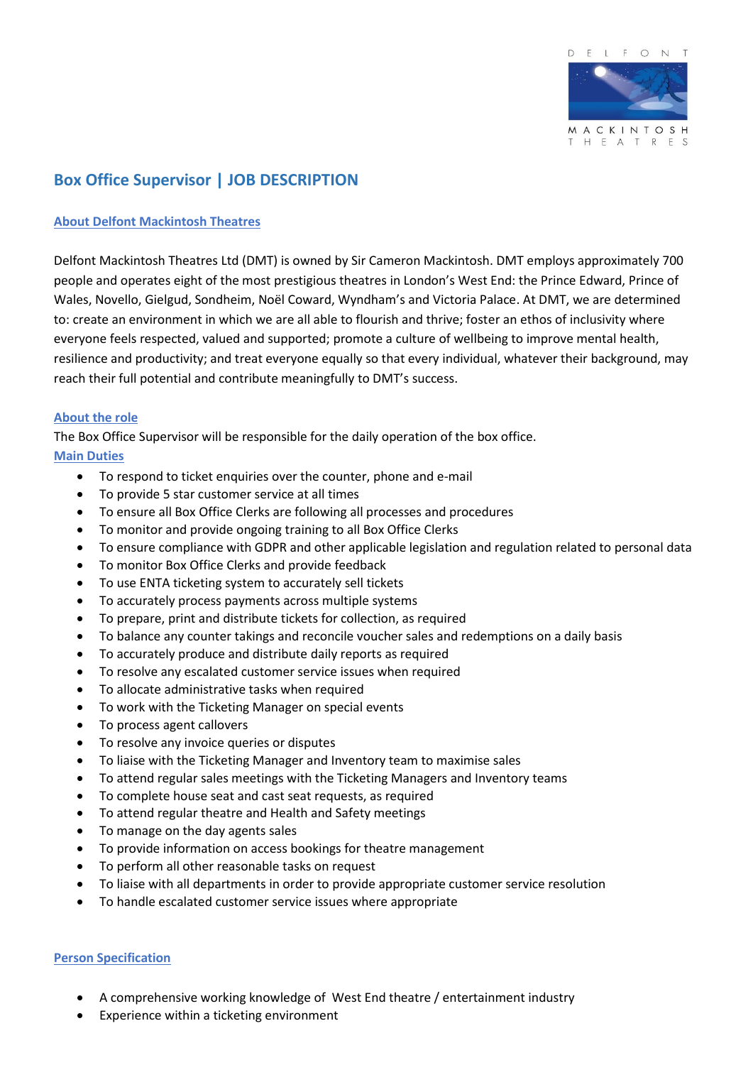# Box Office Supervisor | JOB DESCRIPTION

## About Delfont Mackintosh Theatres

Delfont Mackintosh Theatres Ltd (DMT) is owned by Sir Cameron Mackintosh. DMT employs approximately 700 people and operates eight of the most prestigious theatres in London's West End: the Prince Edward, Prince of Wales, Novello, Gielgud, Sondheim, Noël Coward, Wyndham's and Victoria Palace. At DMT, we are determined to: create an environment in which we are all able to flourish and thrive; foster an ethos of inclusivity where everyone feels respected, valued and supported; promote a culture of wellbeing to improve mental health, resilience and productivity; and treat everyone equally so that every individual, whatever their background, may reach their full potential and contribute meaningfully to DMT's success.

## About the role

The Box Office Supervisor will be responsible for the daily operation of the box office.

## Main Duties

- To respond to ticket enquiries over the counter, phone and e-mail
- To provide 5 star customer service at all times
- To ensure all Box Office Clerks are following all processes and procedures
- To monitor and provide ongoing training to all Box Office Clerks
- To ensure compliance with GDPR and other applicable legislation and regulation related to personal data
- To monitor Box Office Clerks and provide feedback
- To use ENTA ticketing system to accurately sell tickets
- To accurately process payments across multiple systems
- To prepare, print and distribute tickets for collection, as required
- To balance any counter takings and reconcile voucher sales and redemptions on a daily basis
- To accurately produce and distribute daily reports as required
- To resolve any escalated customer service issues when required
- To allocate administrative tasks when required
- To work with the Ticketing Manager on special events
- To process agent callovers
- To resolve any invoice queries or disputes
- To liaise with the Ticketing Manager and Inventory team to maximise sales
- To attend regular sales meetings with the Ticketing Managers and Inventory teams
- To complete house seat and cast seat requests, as required
- To attend regular theatre and Health and Safety meetings
- To manage on the day agents sales
- To provide information on access bookings for theatre management
- To perform all other reasonable tasks on request
- To liaise with all departments in order to provide appropriate customer service resolution
- To handle escalated customer service issues where appropriate

## Person Specification

- A comprehensive working knowledge of West End theatre / entertainment industry
- Experience within a ticketing environment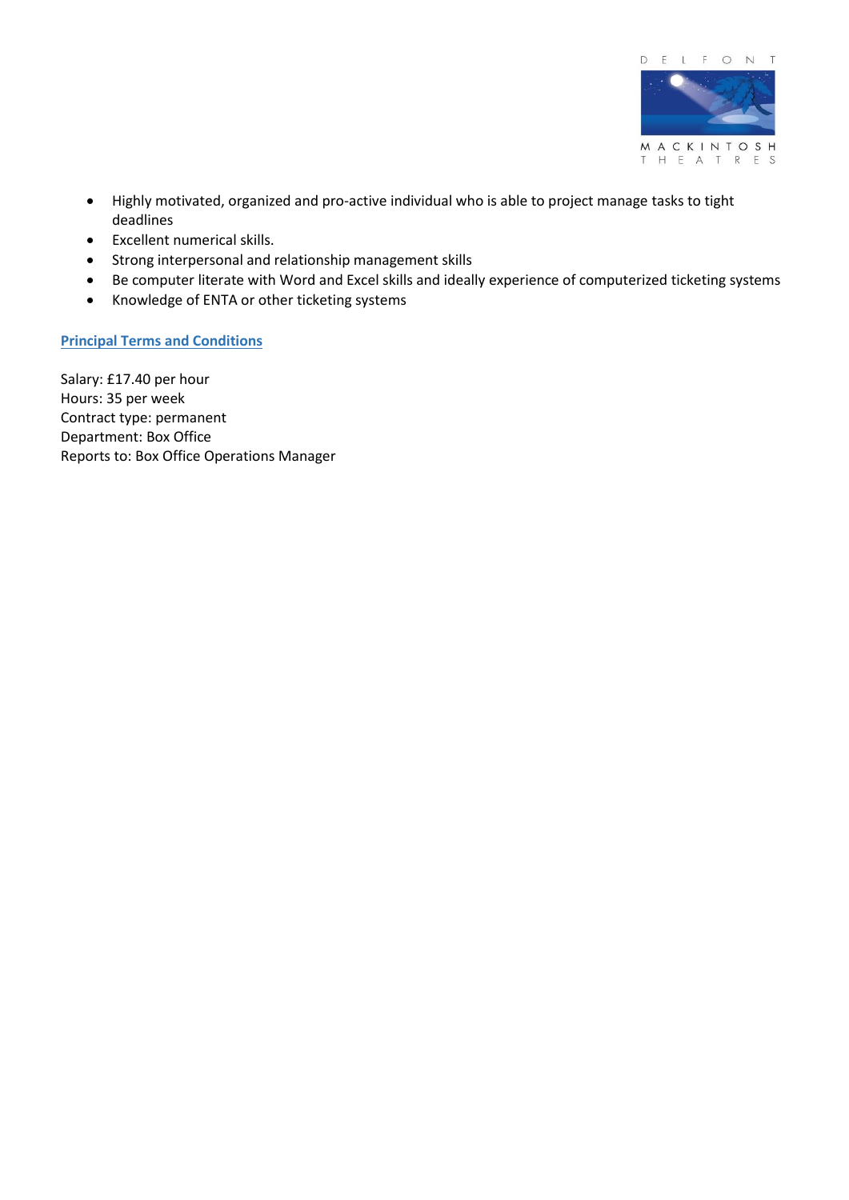- Highly motivated, organized and pro-active individual who is able to project manage tasks to tight deadlines
- Excellent numerical skills.
- Strong interpersonal and relationship management skills
- Be computer literate with Word and Excel skills and ideally experience of computerized ticketing systems
- Knowledge of ENTA or other ticketing systems

## Principal Terms and Conditions

Salary: £17.40 per hour
Hours: 35 per week
Contract type: permanent
Department: Box Office
Reports to: Box Office Operations Manager